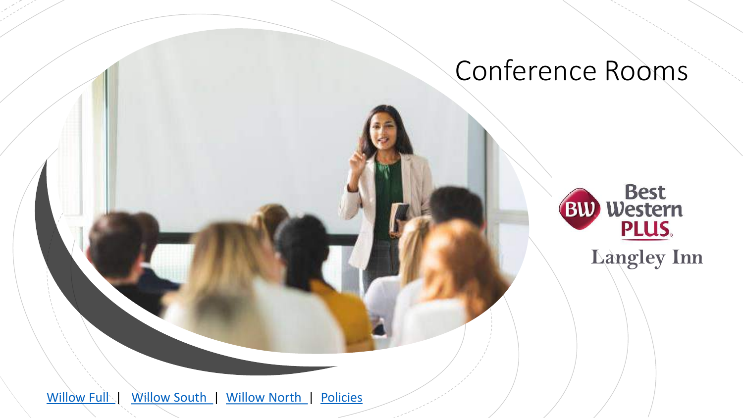# Conference Rooms

Best Western PLUS Langley Inn

Willow Full | Willow South | Willow North | Policies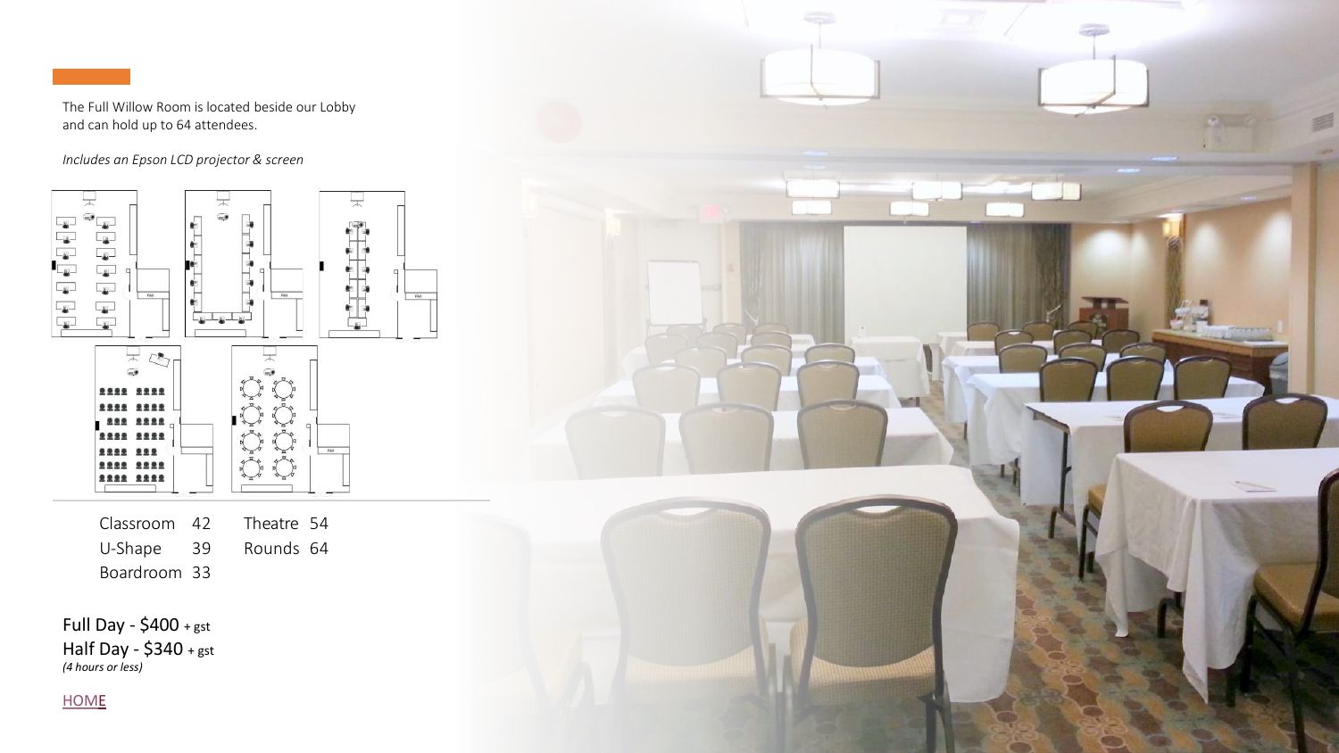The Full Willow Room is located beside our Lobby and can hold up to 64 attendees.

*Includes an Epson LCD projector & screen*

| | | | |
|---|---|---|---|
| Classroom | 42 | Theatre | 54 |
| U-Shape | 39 | Rounds | 64 |
| Boardroom | 33 | | |

Full Day - $400 + gst
Half Day - $340 + gst
*(4 hours or less)*

HOME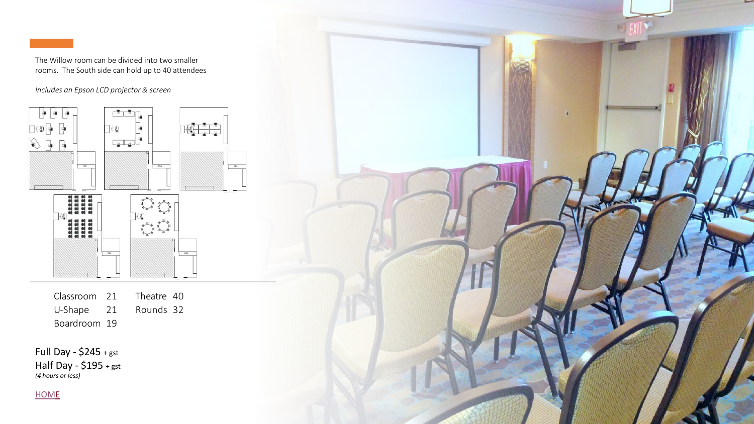The Willow room can be divided into two smaller rooms. The South side can hold up to 40 attendees

*Includes an Epson LCD projector & screen*

| | | | |
|---|---|---|---|
| Classroom | 21 | Theatre | 40 |
| U-Shape | 21 | Rounds | 32 |
| Boardroom | 19 | | |

Full Day - $245 + gst
Half Day - $195 + gst
*(4 hours or less)*

HOME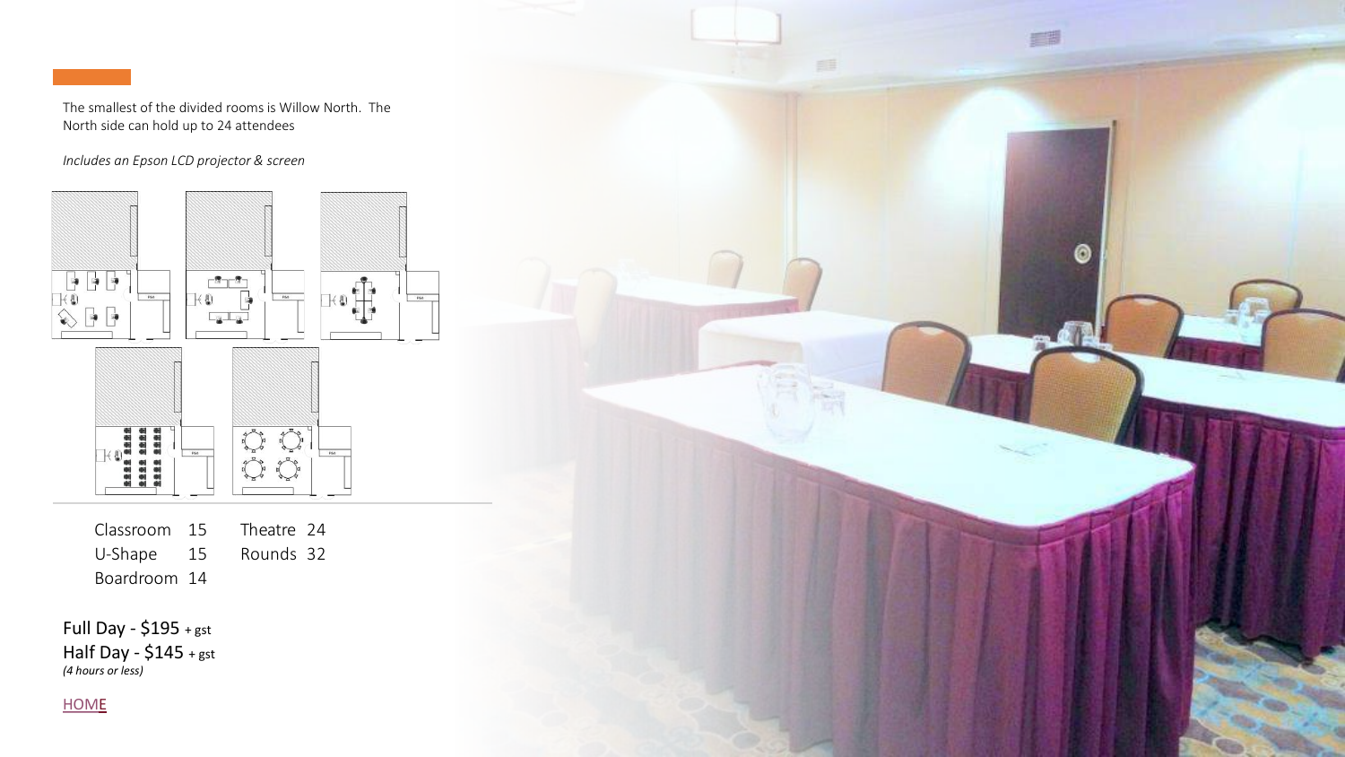The smallest of the divided rooms is Willow North. The North side can hold up to 24 attendees

*Includes an Epson LCD projector & screen*

| | | | |
|---|---|---|---|
| Classroom | 15 | Theatre | 24 |
| U-Shape | 15 | Rounds | 32 |
| Boardroom | 14 | | |

Full Day - $195 + gst
Half Day - $145 + gst
*(4 hours or less)*

HOME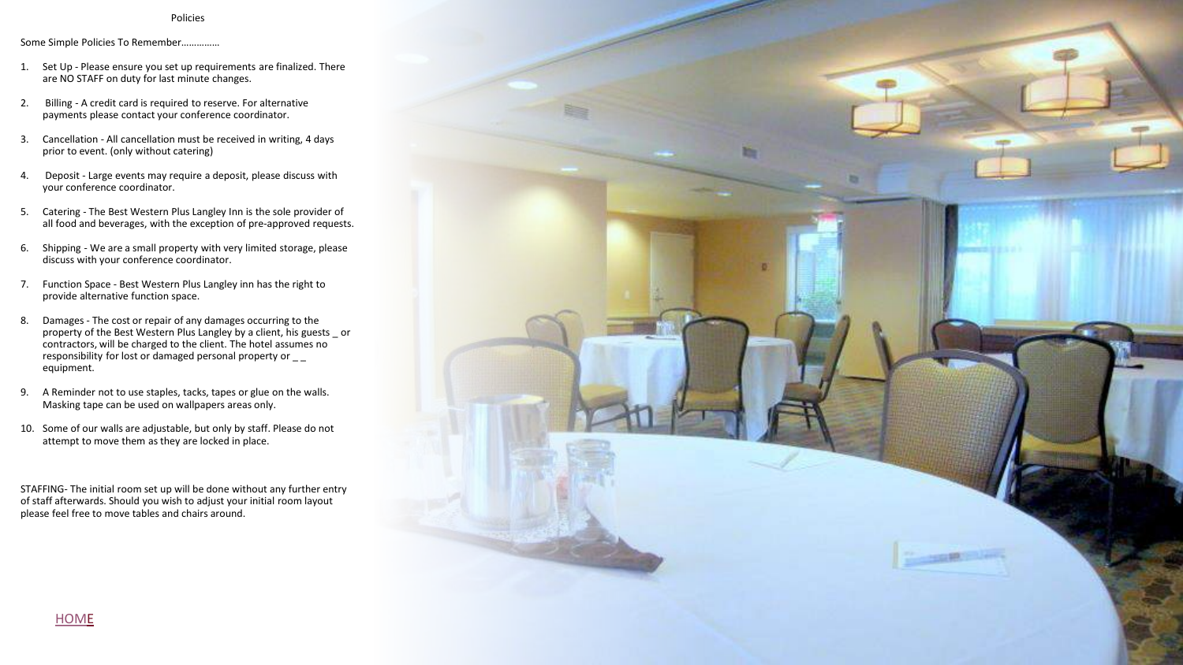# Policies

Some Simple Policies To Remember…………..

1. Set Up - Please ensure you set up requirements are finalized. There are NO STAFF on duty for last minute changes.
2. Billing - A credit card is required to reserve. For alternative payments please contact your conference coordinator.
3. Cancellation - All cancellation must be received in writing, 4 days prior to event. (only without catering)
4. Deposit - Large events may require a deposit, please discuss with your conference coordinator.
5. Catering - The Best Western Plus Langley Inn is the sole provider of all food and beverages, with the exception of pre-approved requests.
6. Shipping - We are a small property with very limited storage, please discuss with your conference coordinator.
7. Function Space - Best Western Plus Langley inn has the right to provide alternative function space.
8. Damages - The cost or repair of any damages occurring to the property of the Best Western Plus Langley by a client, his guests _ or contractors, will be charged to the client. The hotel assumes no responsibility for lost or damaged personal property or _ _ equipment.
9. A Reminder not to use staples, tacks, tapes or glue on the walls. Masking tape can be used on wallpapers areas only.
10. Some of our walls are adjustable, but only by staff. Please do not attempt to move them as they are locked in place.

STAFFING- The initial room set up will be done without any further entry of staff afterwards. Should you wish to adjust your initial room layout please feel free to move tables and chairs around.

HOME